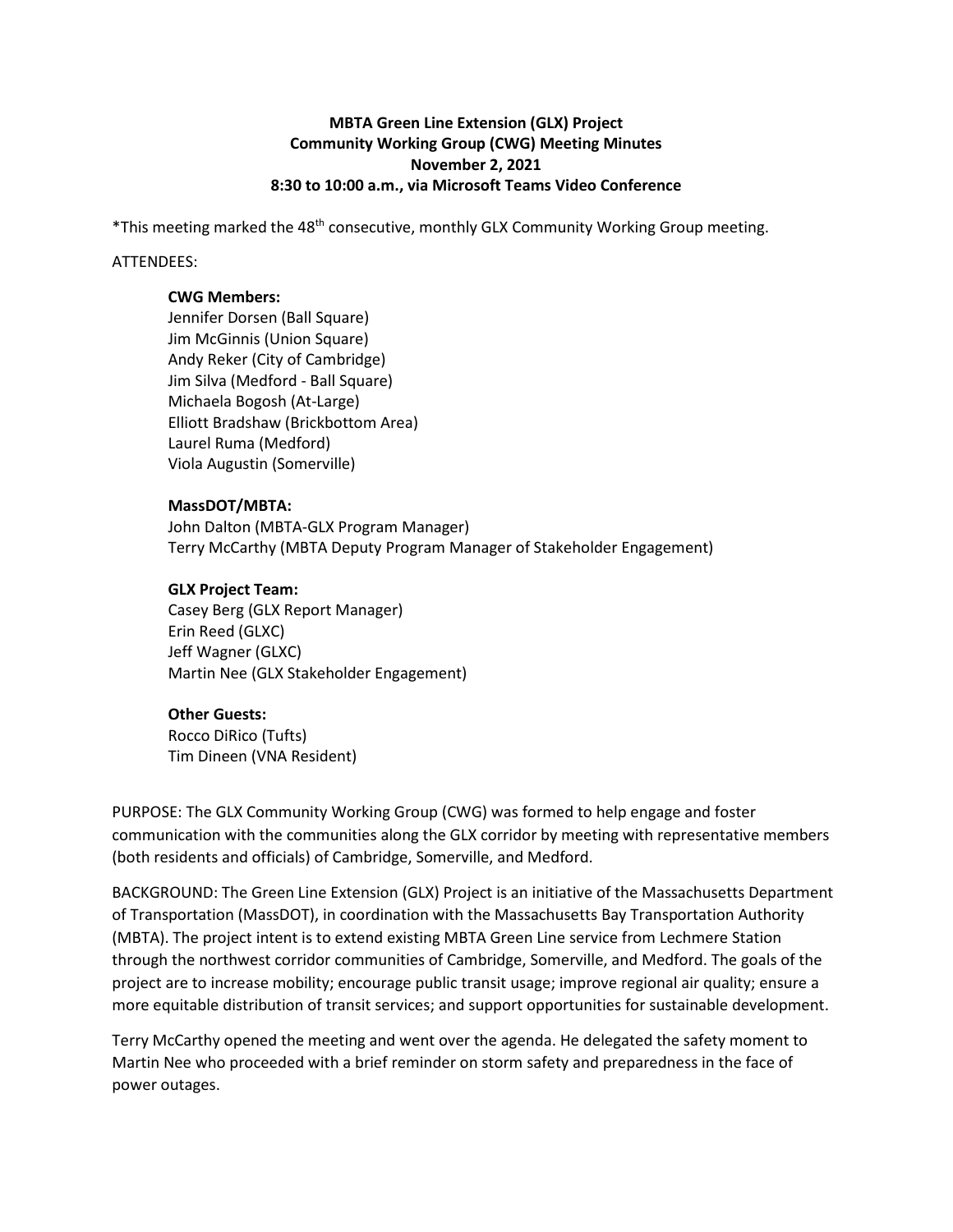**MBTA Green Line Extension (GLX) Project**
**Community Working Group (CWG) Meeting Minutes**
**November 2, 2021**
**8:30 to 10:00 a.m., via Microsoft Teams Video Conference**

*This meeting marked the 48th consecutive, monthly GLX Community Working Group meeting.

ATTENDEES:

**CWG Members:**
Jennifer Dorsen (Ball Square)
Jim McGinnis (Union Square)
Andy Reker (City of Cambridge)
Jim Silva (Medford - Ball Square)
Michaela Bogosh (At-Large)
Elliott Bradshaw (Brickbottom Area)
Laurel Ruma (Medford)
Viola Augustin (Somerville)

**MassDOT/MBTA:**
John Dalton (MBTA-GLX Program Manager)
Terry McCarthy (MBTA Deputy Program Manager of Stakeholder Engagement)

**GLX Project Team:**
Casey Berg (GLX Report Manager)
Erin Reed (GLXC)
Jeff Wagner (GLXC)
Martin Nee (GLX Stakeholder Engagement)

**Other Guests:**
Rocco DiRico (Tufts)
Tim Dineen (VNA Resident)

PURPOSE: The GLX Community Working Group (CWG) was formed to help engage and foster communication with the communities along the GLX corridor by meeting with representative members (both residents and officials) of Cambridge, Somerville, and Medford.

BACKGROUND: The Green Line Extension (GLX) Project is an initiative of the Massachusetts Department of Transportation (MassDOT), in coordination with the Massachusetts Bay Transportation Authority (MBTA). The project intent is to extend existing MBTA Green Line service from Lechmere Station through the northwest corridor communities of Cambridge, Somerville, and Medford. The goals of the project are to increase mobility; encourage public transit usage; improve regional air quality; ensure a more equitable distribution of transit services; and support opportunities for sustainable development.

Terry McCarthy opened the meeting and went over the agenda. He delegated the safety moment to Martin Nee who proceeded with a brief reminder on storm safety and preparedness in the face of power outages.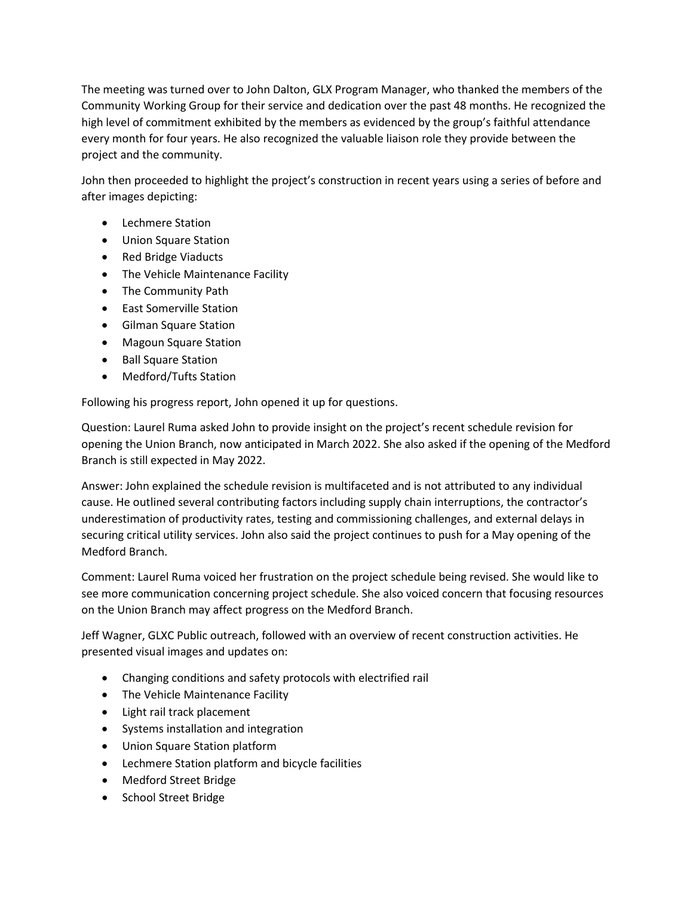The meeting was turned over to John Dalton, GLX Program Manager, who thanked the members of the Community Working Group for their service and dedication over the past 48 months. He recognized the high level of commitment exhibited by the members as evidenced by the group's faithful attendance every month for four years. He also recognized the valuable liaison role they provide between the project and the community.

John then proceeded to highlight the project's construction in recent years using a series of before and after images depicting:

- Lechmere Station
- Union Square Station
- Red Bridge Viaducts
- The Vehicle Maintenance Facility
- The Community Path
- East Somerville Station
- Gilman Square Station
- Magoun Square Station
- Ball Square Station
- Medford/Tufts Station

Following his progress report, John opened it up for questions.

Question: Laurel Ruma asked John to provide insight on the project's recent schedule revision for opening the Union Branch, now anticipated in March 2022. She also asked if the opening of the Medford Branch is still expected in May 2022.

Answer: John explained the schedule revision is multifaceted and is not attributed to any individual cause. He outlined several contributing factors including supply chain interruptions, the contractor's underestimation of productivity rates, testing and commissioning challenges, and external delays in securing critical utility services. John also said the project continues to push for a May opening of the Medford Branch.

Comment: Laurel Ruma voiced her frustration on the project schedule being revised. She would like to see more communication concerning project schedule. She also voiced concern that focusing resources on the Union Branch may affect progress on the Medford Branch.

Jeff Wagner, GLXC Public outreach, followed with an overview of recent construction activities. He presented visual images and updates on:

- Changing conditions and safety protocols with electrified rail
- The Vehicle Maintenance Facility
- Light rail track placement
- Systems installation and integration
- Union Square Station platform
- Lechmere Station platform and bicycle facilities
- Medford Street Bridge
- School Street Bridge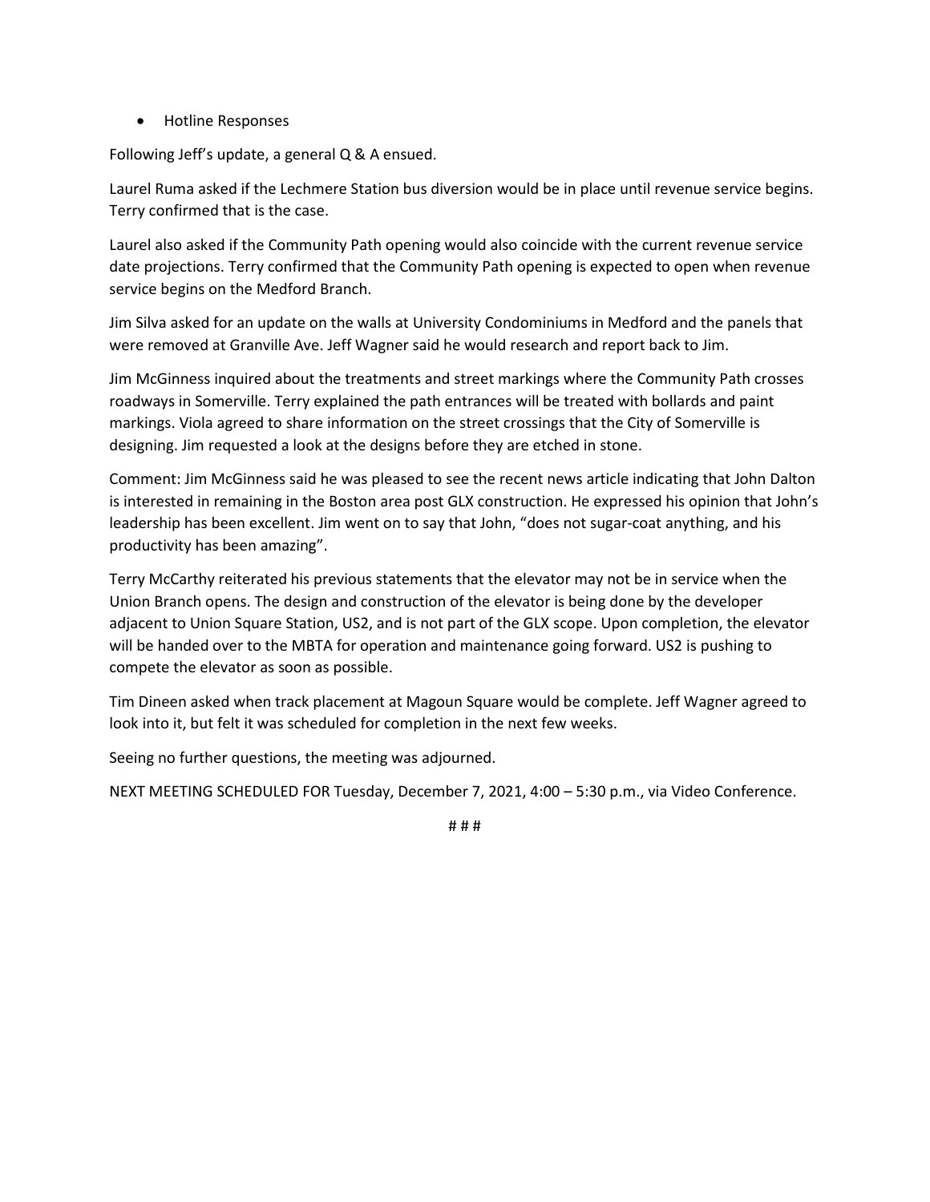- Hotline Responses

Following Jeff's update, a general Q & A ensued.

Laurel Ruma asked if the Lechmere Station bus diversion would be in place until revenue service begins. Terry confirmed that is the case.

Laurel also asked if the Community Path opening would also coincide with the current revenue service date projections. Terry confirmed that the Community Path opening is expected to open when revenue service begins on the Medford Branch.

Jim Silva asked for an update on the walls at University Condominiums in Medford and the panels that were removed at Granville Ave. Jeff Wagner said he would research and report back to Jim.

Jim McGinness inquired about the treatments and street markings where the Community Path crosses roadways in Somerville. Terry explained the path entrances will be treated with bollards and paint markings. Viola agreed to share information on the street crossings that the City of Somerville is designing. Jim requested a look at the designs before they are etched in stone.

Comment: Jim McGinness said he was pleased to see the recent news article indicating that John Dalton is interested in remaining in the Boston area post GLX construction. He expressed his opinion that John's leadership has been excellent. Jim went on to say that John, "does not sugar-coat anything, and his productivity has been amazing".

Terry McCarthy reiterated his previous statements that the elevator may not be in service when the Union Branch opens. The design and construction of the elevator is being done by the developer adjacent to Union Square Station, US2, and is not part of the GLX scope. Upon completion, the elevator will be handed over to the MBTA for operation and maintenance going forward. US2 is pushing to compete the elevator as soon as possible.

Tim Dineen asked when track placement at Magoun Square would be complete. Jeff Wagner agreed to look into it, but felt it was scheduled for completion in the next few weeks.

Seeing no further questions, the meeting was adjourned.

NEXT MEETING SCHEDULED FOR Tuesday, December 7, 2021, 4:00 – 5:30 p.m., via Video Conference.

# # #